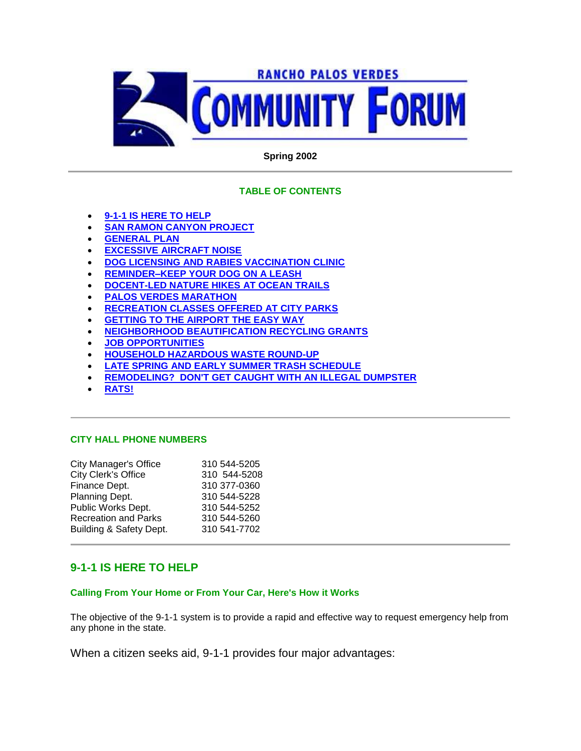# RANCHO PALOS VERDES COMMUNITY FORUM

**Spring 2002**

---

### TABLE OF CONTENTS

- 9-1-1 IS HERE TO HELP
- SAN RAMON CANYON PROJECT
- GENERAL PLAN
- EXCESSIVE AIRCRAFT NOISE
- DOG LICENSING AND RABIES VACCINATION CLINIC
- REMINDER–KEEP YOUR DOG ON A LEASH
- DOCENT-LED NATURE HIKES AT OCEAN TRAILS
- PALOS VERDES MARATHON
- RECREATION CLASSES OFFERED AT CITY PARKS
- GETTING TO THE AIRPORT THE EASY WAY
- NEIGHBORHOOD BEAUTIFICATION RECYCLING GRANTS
- JOB OPPORTUNITIES
- HOUSEHOLD HAZARDOUS WASTE ROUND-UP
- LATE SPRING AND EARLY SUMMER TRASH SCHEDULE
- REMODELING? DON'T GET CAUGHT WITH AN ILLEGAL DUMPSTER
- RATS!

---

### CITY HALL PHONE NUMBERS

| | |
|---|---|
| City Manager's Office | 310 544-5205 |
| City Clerk's Office | 310 544-5208 |
| Finance Dept. | 310 377-0360 |
| Planning Dept. | 310 544-5228 |
| Public Works Dept. | 310 544-5252 |
| Recreation and Parks | 310 544-5260 |
| Building & Safety Dept. | 310 541-7702 |

---

## 9-1-1 IS HERE TO HELP

### Calling From Your Home or From Your Car, Here's How it Works

The objective of the 9-1-1 system is to provide a rapid and effective way to request emergency help from any phone in the state.

When a citizen seeks aid, 9-1-1 provides four major advantages: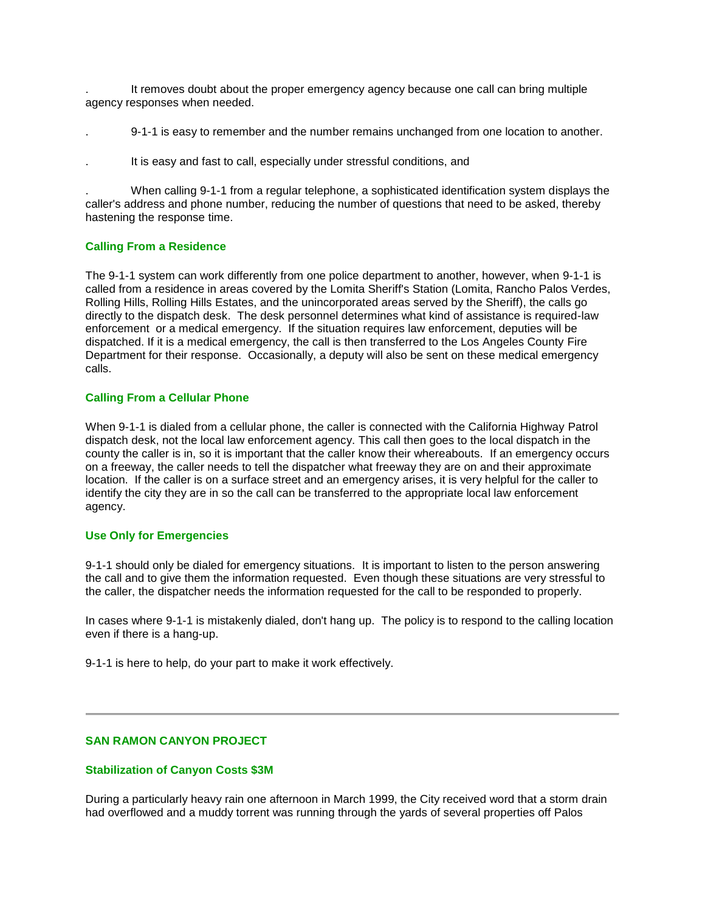- It removes doubt about the proper emergency agency because one call can bring multiple agency responses when needed.

- 9-1-1 is easy to remember and the number remains unchanged from one location to another.

- It is easy and fast to call, especially under stressful conditions, and

- When calling 9-1-1 from a regular telephone, a sophisticated identification system displays the caller's address and phone number, reducing the number of questions that need to be asked, thereby hastening the response time.

### Calling From a Residence

The 9-1-1 system can work differently from one police department to another, however, when 9-1-1 is called from a residence in areas covered by the Lomita Sheriff's Station (Lomita, Rancho Palos Verdes, Rolling Hills, Rolling Hills Estates, and the unincorporated areas served by the Sheriff), the calls go directly to the dispatch desk. The desk personnel determines what kind of assistance is required-law enforcement or a medical emergency. If the situation requires law enforcement, deputies will be dispatched. If it is a medical emergency, the call is then transferred to the Los Angeles County Fire Department for their response. Occasionally, a deputy will also be sent on these medical emergency calls.

### Calling From a Cellular Phone

When 9-1-1 is dialed from a cellular phone, the caller is connected with the California Highway Patrol dispatch desk, not the local law enforcement agency. This call then goes to the local dispatch in the county the caller is in, so it is important that the caller know their whereabouts. If an emergency occurs on a freeway, the caller needs to tell the dispatcher what freeway they are on and their approximate location. If the caller is on a surface street and an emergency arises, it is very helpful for the caller to identify the city they are in so the call can be transferred to the appropriate local law enforcement agency.

### Use Only for Emergencies

9-1-1 should only be dialed for emergency situations. It is important to listen to the person answering the call and to give them the information requested. Even though these situations are very stressful to the caller, the dispatcher needs the information requested for the call to be responded to properly.

In cases where 9-1-1 is mistakenly dialed, don't hang up. The policy is to respond to the calling location even if there is a hang-up.

9-1-1 is here to help, do your part to make it work effectively.

---

## SAN RAMON CANYON PROJECT

### Stabilization of Canyon Costs $3M

During a particularly heavy rain one afternoon in March 1999, the City received word that a storm drain had overflowed and a muddy torrent was running through the yards of several properties off Palos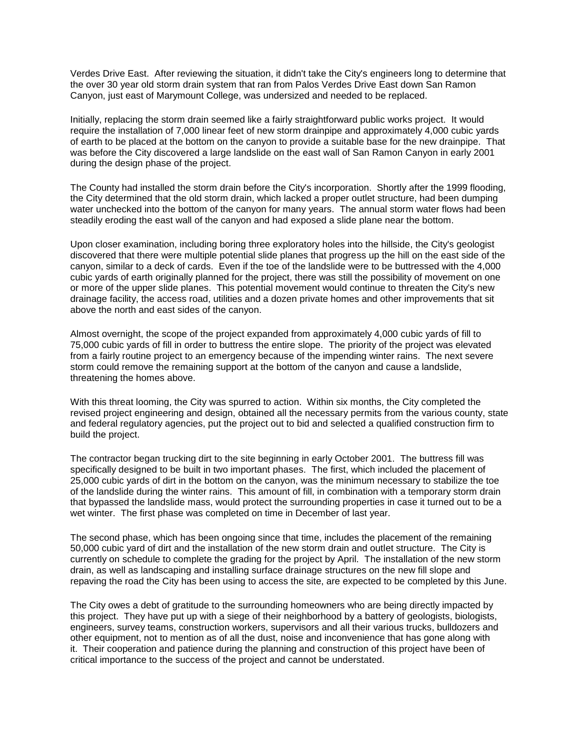Verdes Drive East. After reviewing the situation, it didn't take the City's engineers long to determine that the over 30 year old storm drain system that ran from Palos Verdes Drive East down San Ramon Canyon, just east of Marymount College, was undersized and needed to be replaced.

Initially, replacing the storm drain seemed like a fairly straightforward public works project. It would require the installation of 7,000 linear feet of new storm drainpipe and approximately 4,000 cubic yards of earth to be placed at the bottom on the canyon to provide a suitable base for the new drainpipe. That was before the City discovered a large landslide on the east wall of San Ramon Canyon in early 2001 during the design phase of the project.

The County had installed the storm drain before the City's incorporation. Shortly after the 1999 flooding, the City determined that the old storm drain, which lacked a proper outlet structure, had been dumping water unchecked into the bottom of the canyon for many years. The annual storm water flows had been steadily eroding the east wall of the canyon and had exposed a slide plane near the bottom.

Upon closer examination, including boring three exploratory holes into the hillside, the City's geologist discovered that there were multiple potential slide planes that progress up the hill on the east side of the canyon, similar to a deck of cards. Even if the toe of the landslide were to be buttressed with the 4,000 cubic yards of earth originally planned for the project, there was still the possibility of movement on one or more of the upper slide planes. This potential movement would continue to threaten the City's new drainage facility, the access road, utilities and a dozen private homes and other improvements that sit above the north and east sides of the canyon.

Almost overnight, the scope of the project expanded from approximately 4,000 cubic yards of fill to 75,000 cubic yards of fill in order to buttress the entire slope. The priority of the project was elevated from a fairly routine project to an emergency because of the impending winter rains. The next severe storm could remove the remaining support at the bottom of the canyon and cause a landslide, threatening the homes above.

With this threat looming, the City was spurred to action. Within six months, the City completed the revised project engineering and design, obtained all the necessary permits from the various county, state and federal regulatory agencies, put the project out to bid and selected a qualified construction firm to build the project.

The contractor began trucking dirt to the site beginning in early October 2001. The buttress fill was specifically designed to be built in two important phases. The first, which included the placement of 25,000 cubic yards of dirt in the bottom on the canyon, was the minimum necessary to stabilize the toe of the landslide during the winter rains. This amount of fill, in combination with a temporary storm drain that bypassed the landslide mass, would protect the surrounding properties in case it turned out to be a wet winter. The first phase was completed on time in December of last year.

The second phase, which has been ongoing since that time, includes the placement of the remaining 50,000 cubic yard of dirt and the installation of the new storm drain and outlet structure. The City is currently on schedule to complete the grading for the project by April. The installation of the new storm drain, as well as landscaping and installing surface drainage structures on the new fill slope and repaving the road the City has been using to access the site, are expected to be completed by this June.

The City owes a debt of gratitude to the surrounding homeowners who are being directly impacted by this project. They have put up with a siege of their neighborhood by a battery of geologists, biologists, engineers, survey teams, construction workers, supervisors and all their various trucks, bulldozers and other equipment, not to mention as of all the dust, noise and inconvenience that has gone along with it. Their cooperation and patience during the planning and construction of this project have been of critical importance to the success of the project and cannot be understated.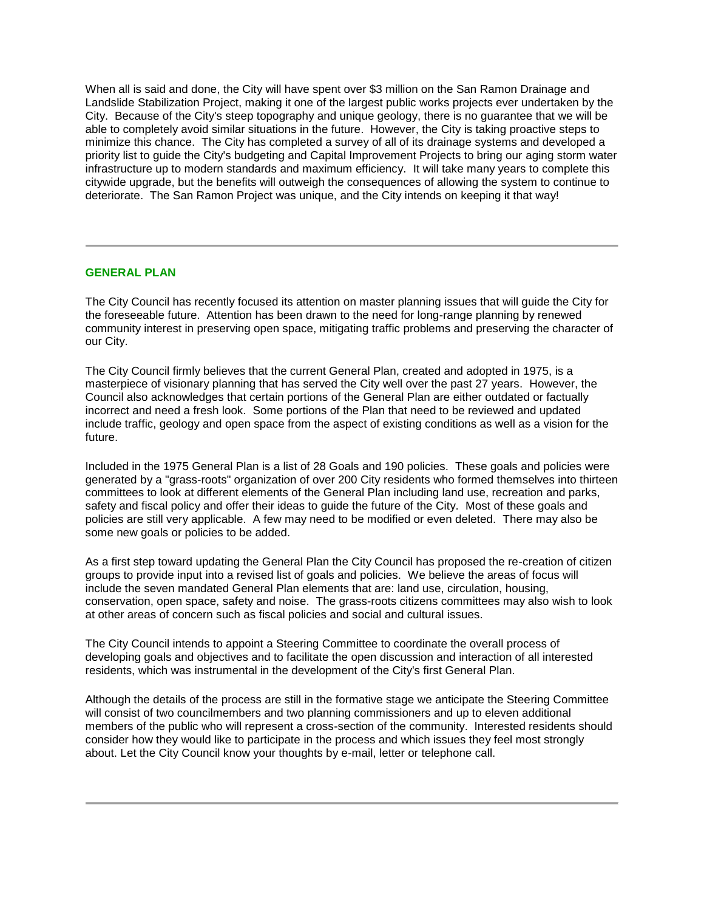When all is said and done, the City will have spent over $3 million on the San Ramon Drainage and Landslide Stabilization Project, making it one of the largest public works projects ever undertaken by the City. Because of the City's steep topography and unique geology, there is no guarantee that we will be able to completely avoid similar situations in the future. However, the City is taking proactive steps to minimize this chance. The City has completed a survey of all of its drainage systems and developed a priority list to guide the City's budgeting and Capital Improvement Projects to bring our aging storm water infrastructure up to modern standards and maximum efficiency. It will take many years to complete this citywide upgrade, but the benefits will outweigh the consequences of allowing the system to continue to deteriorate. The San Ramon Project was unique, and the City intends on keeping it that way!

---

## GENERAL PLAN

The City Council has recently focused its attention on master planning issues that will guide the City for the foreseeable future. Attention has been drawn to the need for long-range planning by renewed community interest in preserving open space, mitigating traffic problems and preserving the character of our City.

The City Council firmly believes that the current General Plan, created and adopted in 1975, is a masterpiece of visionary planning that has served the City well over the past 27 years. However, the Council also acknowledges that certain portions of the General Plan are either outdated or factually incorrect and need a fresh look. Some portions of the Plan that need to be reviewed and updated include traffic, geology and open space from the aspect of existing conditions as well as a vision for the future.

Included in the 1975 General Plan is a list of 28 Goals and 190 policies. These goals and policies were generated by a "grass-roots" organization of over 200 City residents who formed themselves into thirteen committees to look at different elements of the General Plan including land use, recreation and parks, safety and fiscal policy and offer their ideas to guide the future of the City. Most of these goals and policies are still very applicable. A few may need to be modified or even deleted. There may also be some new goals or policies to be added.

As a first step toward updating the General Plan the City Council has proposed the re-creation of citizen groups to provide input into a revised list of goals and policies. We believe the areas of focus will include the seven mandated General Plan elements that are: land use, circulation, housing, conservation, open space, safety and noise. The grass-roots citizens committees may also wish to look at other areas of concern such as fiscal policies and social and cultural issues.

The City Council intends to appoint a Steering Committee to coordinate the overall process of developing goals and objectives and to facilitate the open discussion and interaction of all interested residents, which was instrumental in the development of the City's first General Plan.

Although the details of the process are still in the formative stage we anticipate the Steering Committee will consist of two councilmembers and two planning commissioners and up to eleven additional members of the public who will represent a cross-section of the community. Interested residents should consider how they would like to participate in the process and which issues they feel most strongly about. Let the City Council know your thoughts by e-mail, letter or telephone call.

---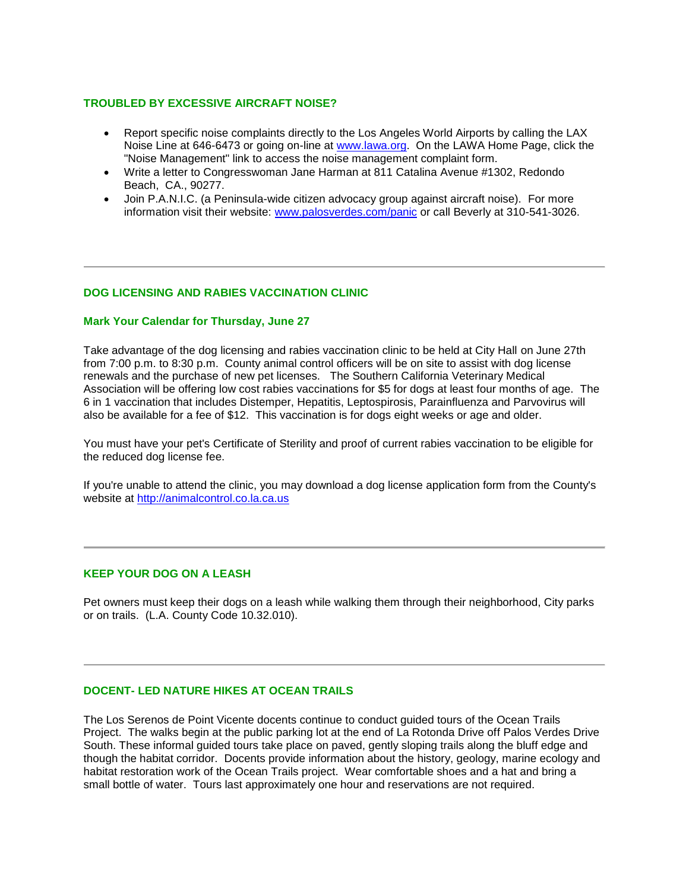### TROUBLED BY EXCESSIVE AIRCRAFT NOISE?

- Report specific noise complaints directly to the Los Angeles World Airports by calling the LAX Noise Line at 646-6473 or going on-line at www.lawa.org. On the LAWA Home Page, click the "Noise Management" link to access the noise management complaint form.
- Write a letter to Congresswoman Jane Harman at 811 Catalina Avenue #1302, Redondo Beach, CA., 90277.
- Join P.A.N.I.C. (a Peninsula-wide citizen advocacy group against aircraft noise). For more information visit their website: www.palosverdes.com/panic or call Beverly at 310-541-3026.

---

### DOG LICENSING AND RABIES VACCINATION CLINIC

**Mark Your Calendar for Thursday, June 27**

Take advantage of the dog licensing and rabies vaccination clinic to be held at City Hall on June 27th from 7:00 p.m. to 8:30 p.m. County animal control officers will be on site to assist with dog license renewals and the purchase of new pet licenses. The Southern California Veterinary Medical Association will be offering low cost rabies vaccinations for $5 for dogs at least four months of age. The 6 in 1 vaccination that includes Distemper, Hepatitis, Leptospirosis, Parainfluenza and Parvovirus will also be available for a fee of $12. This vaccination is for dogs eight weeks or age and older.

You must have your pet's Certificate of Sterility and proof of current rabies vaccination to be eligible for the reduced dog license fee.

If you're unable to attend the clinic, you may download a dog license application form from the County's website at http://animalcontrol.co.la.ca.us

---

### KEEP YOUR DOG ON A LEASH

Pet owners must keep their dogs on a leash while walking them through their neighborhood, City parks or on trails. (L.A. County Code 10.32.010).

---

### DOCENT- LED NATURE HIKES AT OCEAN TRAILS

The Los Serenos de Point Vicente docents continue to conduct guided tours of the Ocean Trails Project. The walks begin at the public parking lot at the end of La Rotonda Drive off Palos Verdes Drive South. These informal guided tours take place on paved, gently sloping trails along the bluff edge and though the habitat corridor. Docents provide information about the history, geology, marine ecology and habitat restoration work of the Ocean Trails project. Wear comfortable shoes and a hat and bring a small bottle of water. Tours last approximately one hour and reservations are not required.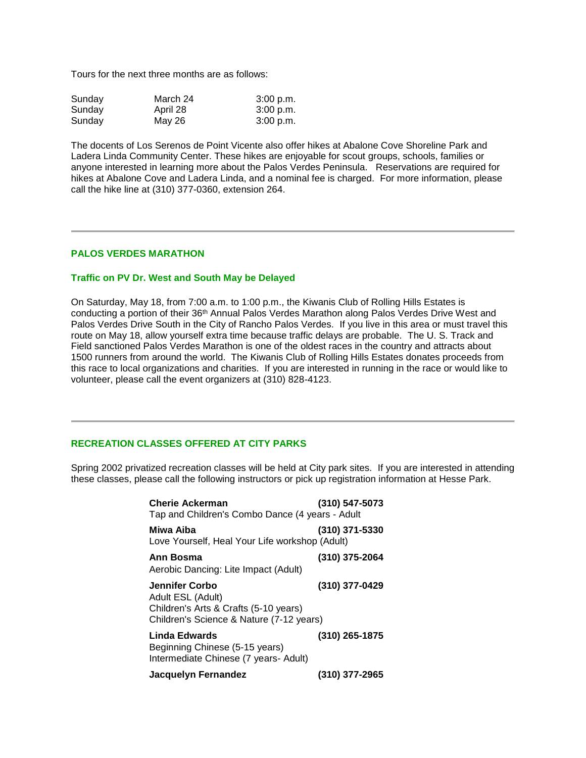Tours for the next three months are as follows:

| | | |
|---|---|---|
| Sunday | March 24 | 3:00 p.m. |
| Sunday | April 28 | 3:00 p.m. |
| Sunday | May 26 | 3:00 p.m. |

The docents of Los Serenos de Point Vicente also offer hikes at Abalone Cove Shoreline Park and Ladera Linda Community Center. These hikes are enjoyable for scout groups, schools, families or anyone interested in learning more about the Palos Verdes Peninsula. Reservations are required for hikes at Abalone Cove and Ladera Linda, and a nominal fee is charged. For more information, please call the hike line at (310) 377-0360, extension 264.

---

## PALOS VERDES MARATHON

### Traffic on PV Dr. West and South May be Delayed

On Saturday, May 18, from 7:00 a.m. to 1:00 p.m., the Kiwanis Club of Rolling Hills Estates is conducting a portion of their 36th Annual Palos Verdes Marathon along Palos Verdes Drive West and Palos Verdes Drive South in the City of Rancho Palos Verdes. If you live in this area or must travel this route on May 18, allow yourself extra time because traffic delays are probable. The U. S. Track and Field sanctioned Palos Verdes Marathon is one of the oldest races in the country and attracts about 1500 runners from around the world. The Kiwanis Club of Rolling Hills Estates donates proceeds from this race to local organizations and charities. If you are interested in running in the race or would like to volunteer, please call the event organizers at (310) 828-4123.

---

## RECREATION CLASSES OFFERED AT CITY PARKS

Spring 2002 privatized recreation classes will be held at City park sites. If you are interested in attending these classes, please call the following instructors or pick up registration information at Hesse Park.

**Cherie Ackerman** **(310) 547-5073**
Tap and Children's Combo Dance (4 years - Adult

**Miwa Aiba** **(310) 371-5330**
Love Yourself, Heal Your Life workshop (Adult)

**Ann Bosma** **(310) 375-2064**
Aerobic Dancing: Lite Impact (Adult)

**Jennifer Corbo** **(310) 377-0429**
Adult ESL (Adult)
Children's Arts & Crafts (5-10 years)
Children's Science & Nature (7-12 years)

**Linda Edwards** **(310) 265-1875**
Beginning Chinese (5-15 years)
Intermediate Chinese (7 years- Adult)

**Jacquelyn Fernandez** **(310) 377-2965**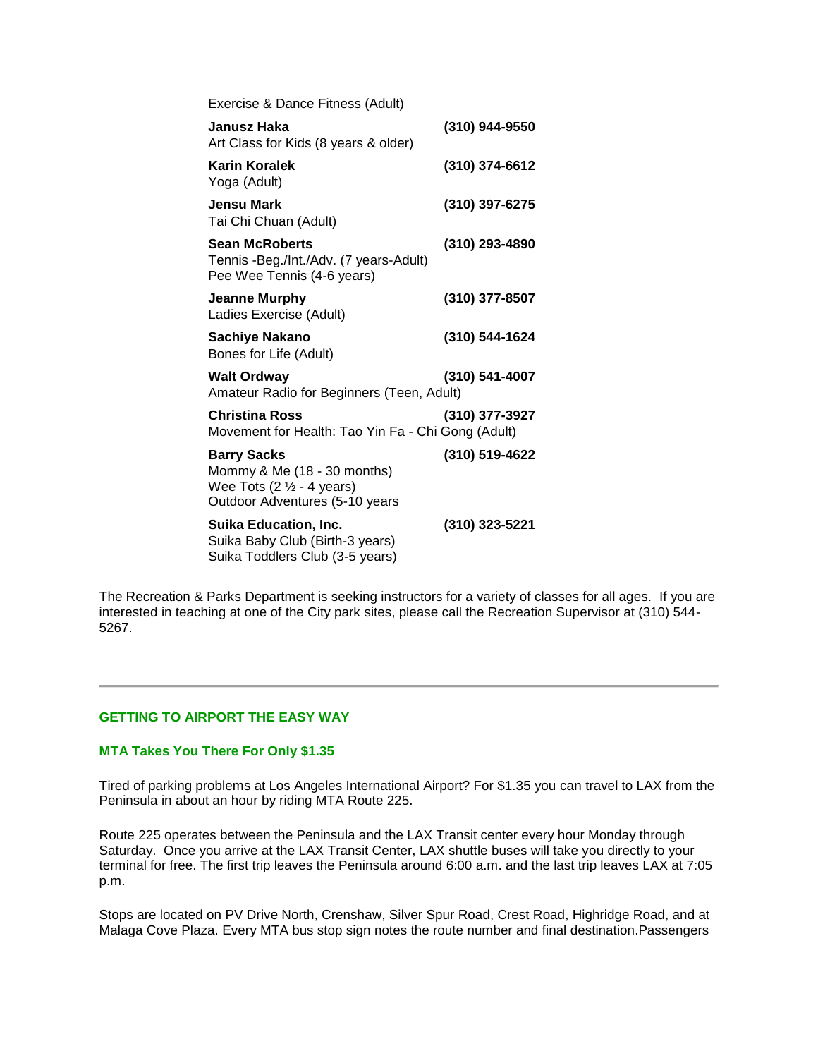Exercise & Dance Fitness (Adult)

**Janusz Haka** **(310) 944-9550**
Art Class for Kids (8 years & older)

**Karin Koralek** **(310) 374-6612**
Yoga (Adult)

**Jensu Mark** **(310) 397-6275**
Tai Chi Chuan (Adult)

**Sean McRoberts** **(310) 293-4890**
Tennis -Beg./Int./Adv. (7 years-Adult)
Pee Wee Tennis (4-6 years)

**Jeanne Murphy** **(310) 377-8507**
Ladies Exercise (Adult)

**Sachiye Nakano** **(310) 544-1624**
Bones for Life (Adult)

**Walt Ordway** **(310) 541-4007**
Amateur Radio for Beginners (Teen, Adult)

**Christina Ross** **(310) 377-3927**
Movement for Health: Tao Yin Fa - Chi Gong (Adult)

**Barry Sacks** **(310) 519-4622**
Mommy & Me (18 - 30 months)
Wee Tots (2 ½ - 4 years)
Outdoor Adventures (5-10 years

**Suika Education, Inc.** **(310) 323-5221**
Suika Baby Club (Birth-3 years)
Suika Toddlers Club (3-5 years)

The Recreation & Parks Department is seeking instructors for a variety of classes for all ages. If you are interested in teaching at one of the City park sites, please call the Recreation Supervisor at (310) 544-5267.

---

## GETTING TO AIRPORT THE EASY WAY

### MTA Takes You There For Only $1.35

Tired of parking problems at Los Angeles International Airport? For $1.35 you can travel to LAX from the Peninsula in about an hour by riding MTA Route 225.

Route 225 operates between the Peninsula and the LAX Transit center every hour Monday through Saturday. Once you arrive at the LAX Transit Center, LAX shuttle buses will take you directly to your terminal for free. The first trip leaves the Peninsula around 6:00 a.m. and the last trip leaves LAX at 7:05 p.m.

Stops are located on PV Drive North, Crenshaw, Silver Spur Road, Crest Road, Highridge Road, and at Malaga Cove Plaza. Every MTA bus stop sign notes the route number and final destination.Passengers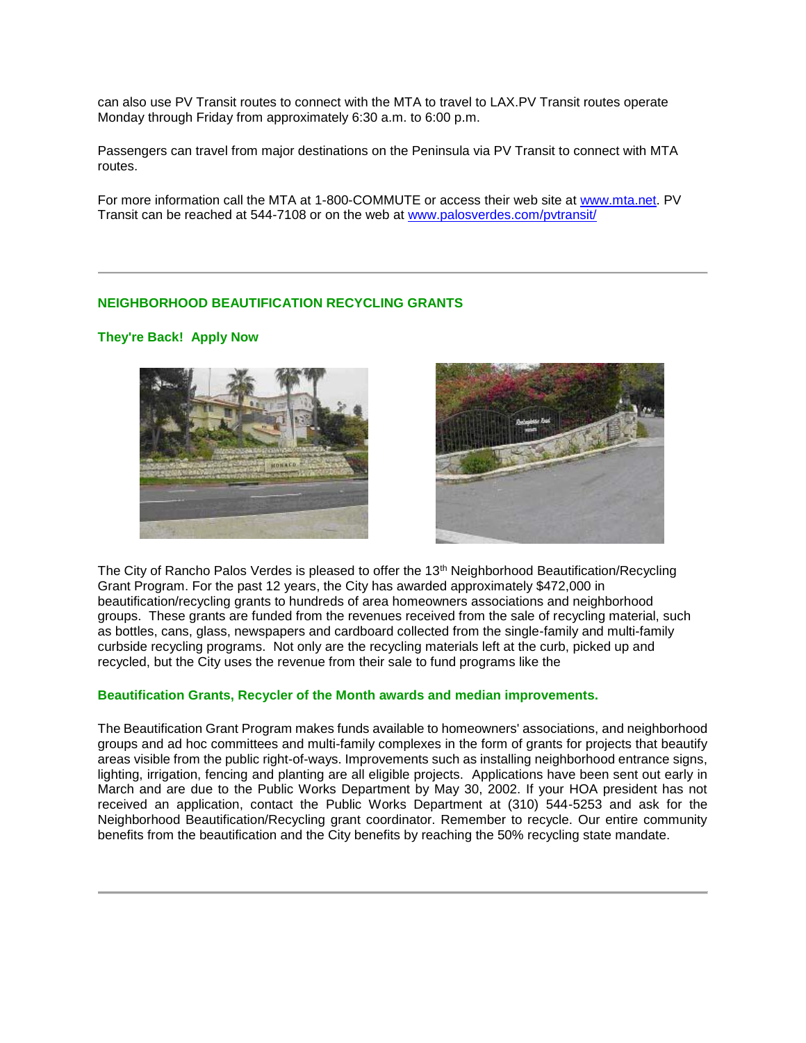can also use PV Transit routes to connect with the MTA to travel to LAX.PV Transit routes operate Monday through Friday from approximately 6:30 a.m. to 6:00 p.m.

Passengers can travel from major destinations on the Peninsula via PV Transit to connect with MTA routes.

For more information call the MTA at 1-800-COMMUTE or access their web site at www.mta.net. PV Transit can be reached at 544-7108 or on the web at www.palosverdes.com/pvtransit/

---

## NEIGHBORHOOD BEAUTIFICATION RECYCLING GRANTS

### They're Back! Apply Now

The City of Rancho Palos Verdes is pleased to offer the 13th Neighborhood Beautification/Recycling Grant Program. For the past 12 years, the City has awarded approximately $472,000 in beautification/recycling grants to hundreds of area homeowners associations and neighborhood groups. These grants are funded from the revenues received from the sale of recycling material, such as bottles, cans, glass, newspapers and cardboard collected from the single-family and multi-family curbside recycling programs. Not only are the recycling materials left at the curb, picked up and recycled, but the City uses the revenue from their sale to fund programs like the

**Beautification Grants, Recycler of the Month awards and median improvements.**

The Beautification Grant Program makes funds available to homeowners' associations, and neighborhood groups and ad hoc committees and multi-family complexes in the form of grants for projects that beautify areas visible from the public right-of-ways. Improvements such as installing neighborhood entrance signs, lighting, irrigation, fencing and planting are all eligible projects. Applications have been sent out early in March and are due to the Public Works Department by May 30, 2002. If your HOA president has not received an application, contact the Public Works Department at (310) 544-5253 and ask for the Neighborhood Beautification/Recycling grant coordinator. Remember to recycle. Our entire community benefits from the beautification and the City benefits by reaching the 50% recycling state mandate.

---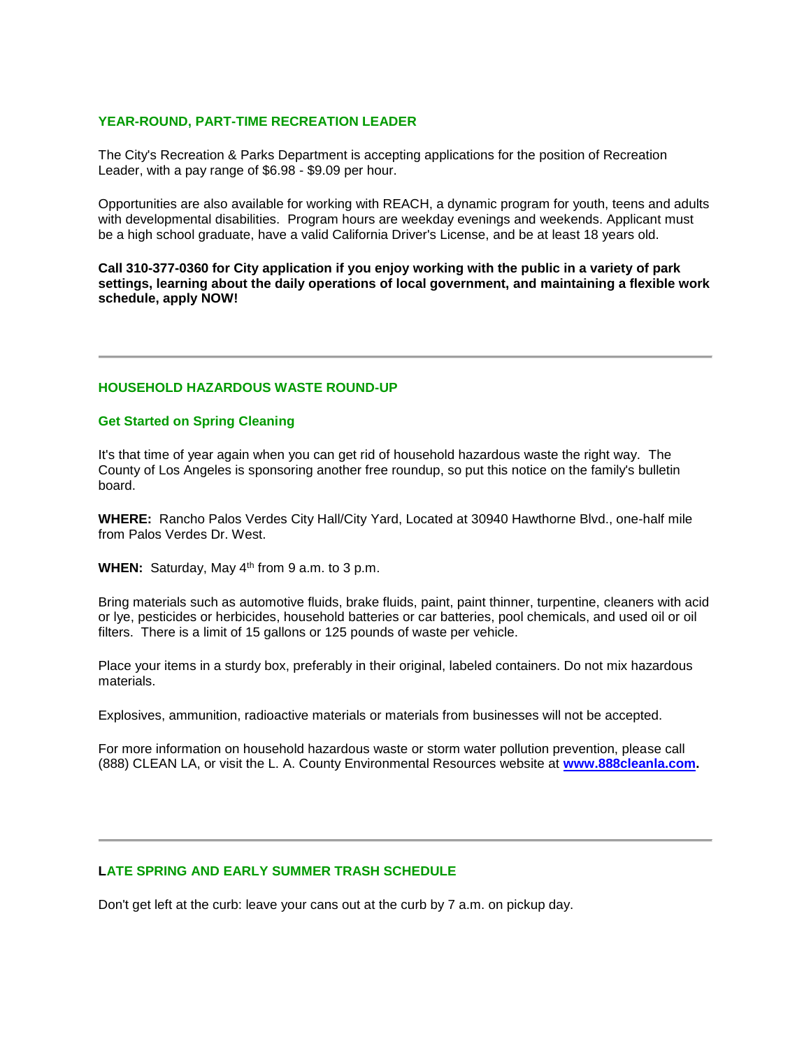### YEAR-ROUND, PART-TIME RECREATION LEADER

The City's Recreation & Parks Department is accepting applications for the position of Recreation Leader, with a pay range of $6.98 - $9.09 per hour.

Opportunities are also available for working with REACH, a dynamic program for youth, teens and adults with developmental disabilities. Program hours are weekday evenings and weekends. Applicant must be a high school graduate, have a valid California Driver's License, and be at least 18 years old.

**Call 310-377-0360 for City application if you enjoy working with the public in a variety of park settings, learning about the daily operations of local government, and maintaining a flexible work schedule, apply NOW!**

---

### HOUSEHOLD HAZARDOUS WASTE ROUND-UP

#### Get Started on Spring Cleaning

It's that time of year again when you can get rid of household hazardous waste the right way. The County of Los Angeles is sponsoring another free roundup, so put this notice on the family's bulletin board.

**WHERE:** Rancho Palos Verdes City Hall/City Yard, Located at 30940 Hawthorne Blvd., one-half mile from Palos Verdes Dr. West.

**WHEN:** Saturday, May 4th from 9 a.m. to 3 p.m.

Bring materials such as automotive fluids, brake fluids, paint, paint thinner, turpentine, cleaners with acid or lye, pesticides or herbicides, household batteries or car batteries, pool chemicals, and used oil or oil filters. There is a limit of 15 gallons or 125 pounds of waste per vehicle.

Place your items in a sturdy box, preferably in their original, labeled containers. Do not mix hazardous materials.

Explosives, ammunition, radioactive materials or materials from businesses will not be accepted.

For more information on household hazardous waste or storm water pollution prevention, please call (888) CLEAN LA, or visit the L. A. County Environmental Resources website at **www.888cleanla.com.**

---

### LATE SPRING AND EARLY SUMMER TRASH SCHEDULE

Don't get left at the curb: leave your cans out at the curb by 7 a.m. on pickup day.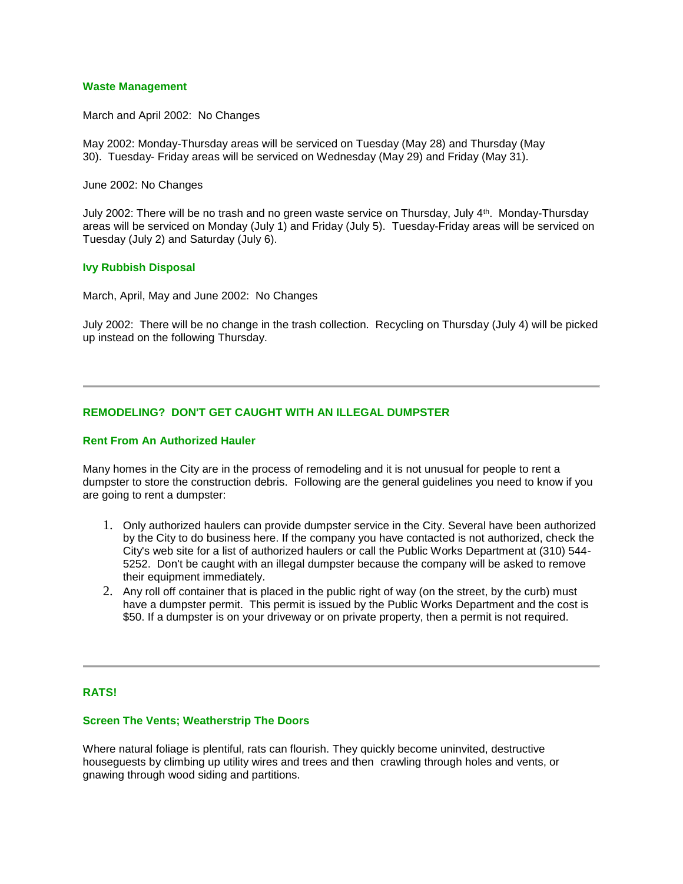### Waste Management

March and April 2002: No Changes

May 2002: Monday-Thursday areas will be serviced on Tuesday (May 28) and Thursday (May 30). Tuesday- Friday areas will be serviced on Wednesday (May 29) and Friday (May 31).

June 2002: No Changes

July 2002: There will be no trash and no green waste service on Thursday, July 4th. Monday-Thursday areas will be serviced on Monday (July 1) and Friday (July 5). Tuesday-Friday areas will be serviced on Tuesday (July 2) and Saturday (July 6).

### Ivy Rubbish Disposal

March, April, May and June 2002: No Changes

July 2002: There will be no change in the trash collection. Recycling on Thursday (July 4) will be picked up instead on the following Thursday.

---

## REMODELING? DON'T GET CAUGHT WITH AN ILLEGAL DUMPSTER

### Rent From An Authorized Hauler

Many homes in the City are in the process of remodeling and it is not unusual for people to rent a dumpster to store the construction debris. Following are the general guidelines you need to know if you are going to rent a dumpster:

1. Only authorized haulers can provide dumpster service in the City. Several have been authorized by the City to do business here. If the company you have contacted is not authorized, check the City's web site for a list of authorized haulers or call the Public Works Department at (310) 544-5252. Don't be caught with an illegal dumpster because the company will be asked to remove their equipment immediately.
2. Any roll off container that is placed in the public right of way (on the street, by the curb) must have a dumpster permit. This permit is issued by the Public Works Department and the cost is $50. If a dumpster is on your driveway or on private property, then a permit is not required.

---

## RATS!

### Screen The Vents; Weatherstrip The Doors

Where natural foliage is plentiful, rats can flourish. They quickly become uninvited, destructive houseguests by climbing up utility wires and trees and then crawling through holes and vents, or gnawing through wood siding and partitions.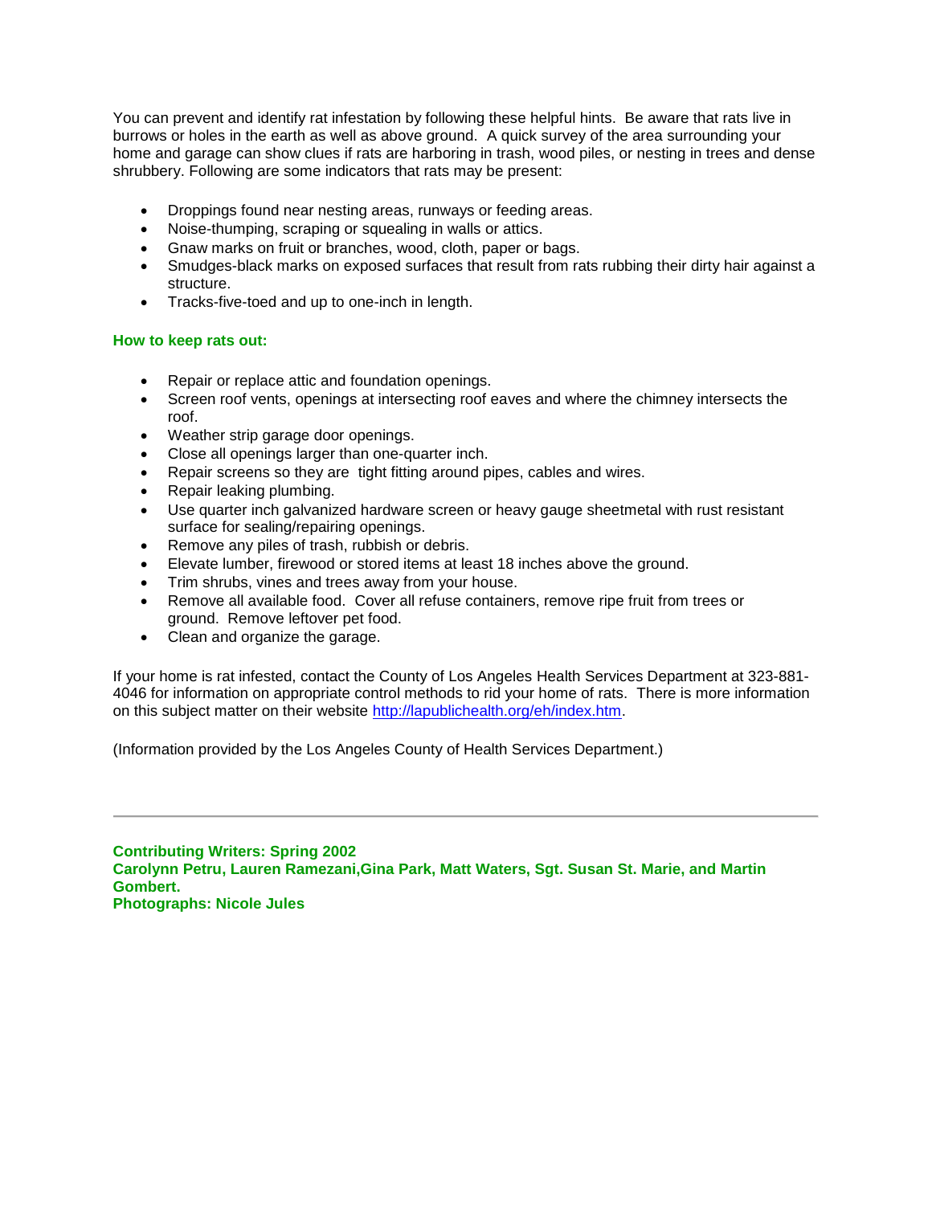You can prevent and identify rat infestation by following these helpful hints. Be aware that rats live in burrows or holes in the earth as well as above ground. A quick survey of the area surrounding your home and garage can show clues if rats are harboring in trash, wood piles, or nesting in trees and dense shrubbery. Following are some indicators that rats may be present:

- Droppings found near nesting areas, runways or feeding areas.
- Noise-thumping, scraping or squealing in walls or attics.
- Gnaw marks on fruit or branches, wood, cloth, paper or bags.
- Smudges-black marks on exposed surfaces that result from rats rubbing their dirty hair against a structure.
- Tracks-five-toed and up to one-inch in length.

**How to keep rats out:**

- Repair or replace attic and foundation openings.
- Screen roof vents, openings at intersecting roof eaves and where the chimney intersects the roof.
- Weather strip garage door openings.
- Close all openings larger than one-quarter inch.
- Repair screens so they are tight fitting around pipes, cables and wires.
- Repair leaking plumbing.
- Use quarter inch galvanized hardware screen or heavy gauge sheetmetal with rust resistant surface for sealing/repairing openings.
- Remove any piles of trash, rubbish or debris.
- Elevate lumber, firewood or stored items at least 18 inches above the ground.
- Trim shrubs, vines and trees away from your house.
- Remove all available food. Cover all refuse containers, remove ripe fruit from trees or ground. Remove leftover pet food.
- Clean and organize the garage.

If your home is rat infested, contact the County of Los Angeles Health Services Department at 323-881-4046 for information on appropriate control methods to rid your home of rats. There is more information on this subject matter on their website http://lapublichealth.org/eh/index.htm.

(Information provided by the Los Angeles County of Health Services Department.)

---

**Contributing Writers: Spring 2002**
**Carolynn Petru, Lauren Ramezani,Gina Park, Matt Waters, Sgt. Susan St. Marie, and Martin Gombert.**
**Photographs: Nicole Jules**